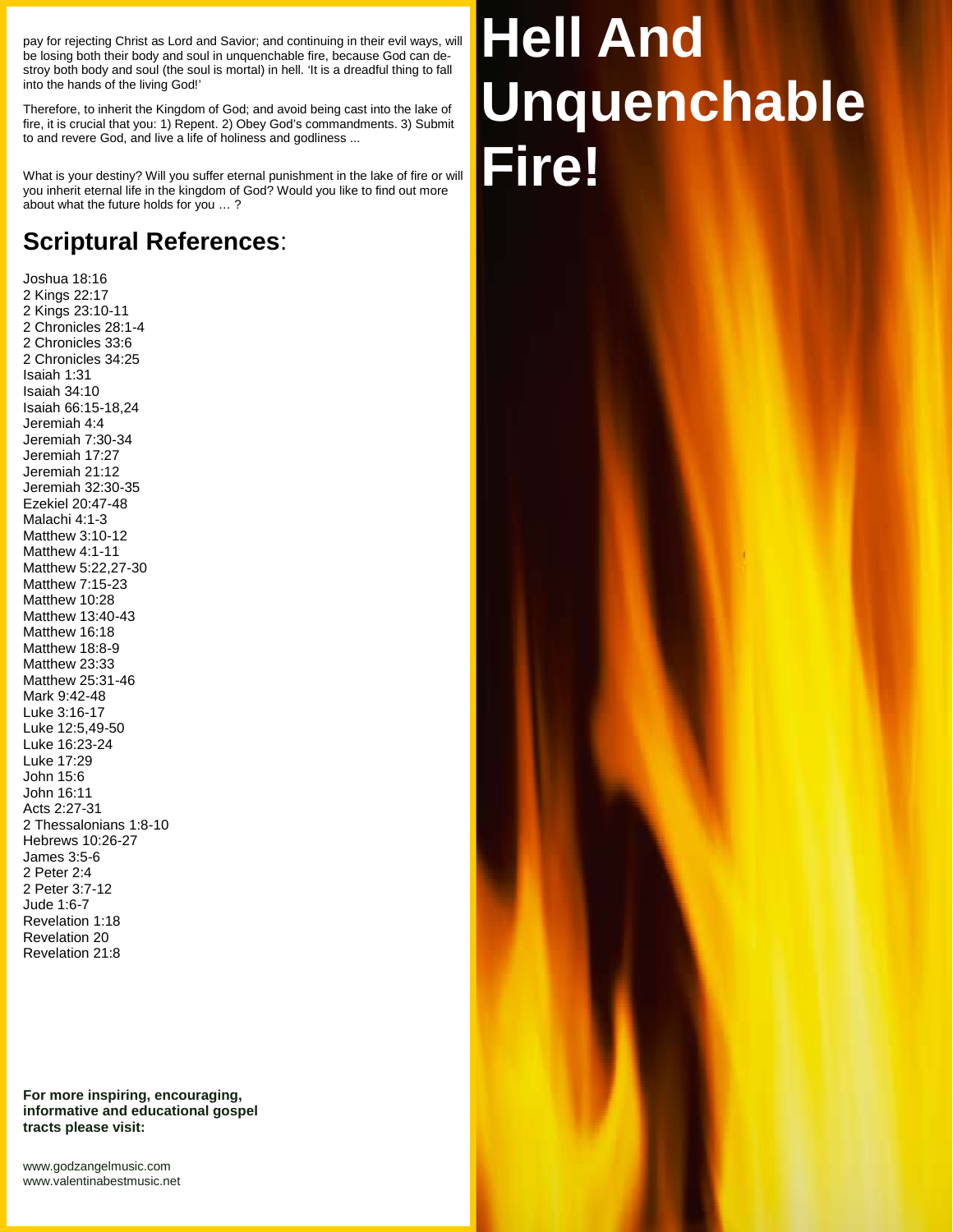# Hell And Unquenchable Fire!

pay for rejecting Christ as Lord and Savior; and continuing in their evil ways, will be losing both their body and soul in unquenchable fire, because God can destroy both body and soul (the soul is mortal) in hell. 'It is a dreadful thing to fall into the hands of the living God!'

Therefore, to inherit the Kingdom of God; and avoid being cast into the lake of fire, it is crucial that you: 1) Repent. 2) Obey God's commandments. 3) Submit to and revere God, and live a life of holiness and godliness ...

What is your destiny? Will you suffer eternal punishment in the lake of fire or will you inherit eternal life in the kingdom of God? Would you like to find out more about what the future holds for you … ?

## **Scriptural References**:

Joshua 18:16
2 Kings 22:17
2 Kings 23:10-11
2 Chronicles 28:1-4
2 Chronicles 33:6
2 Chronicles 34:25
Isaiah 1:31
Isaiah 34:10
Isaiah 66:15-18,24
Jeremiah 4:4
Jeremiah 7:30-34
Jeremiah 17:27
Jeremiah 21:12
Jeremiah 32:30-35
Ezekiel 20:47-48
Malachi 4:1-3
Matthew 3:10-12
Matthew 4:1-11
Matthew 5:22,27-30
Matthew 7:15-23
Matthew 10:28
Matthew 13:40-43
Matthew 16:18
Matthew 18:8-9
Matthew 23:33
Matthew 25:31-46
Mark 9:42-48
Luke 3:16-17
Luke 12:5,49-50
Luke 16:23-24
Luke 17:29
John 15:6
John 16:11
Acts 2:27-31
2 Thessalonians 1:8-10
Hebrews 10:26-27
James 3:5-6
2 Peter 2:4
2 Peter 3:7-12
Jude 1:6-7
Revelation 1:18
Revelation 20
Revelation 21:8

**For more inspiring, encouraging, informative and educational gospel tracts please visit:**

www.godzangelmusic.com
www.valentinabestmusic.net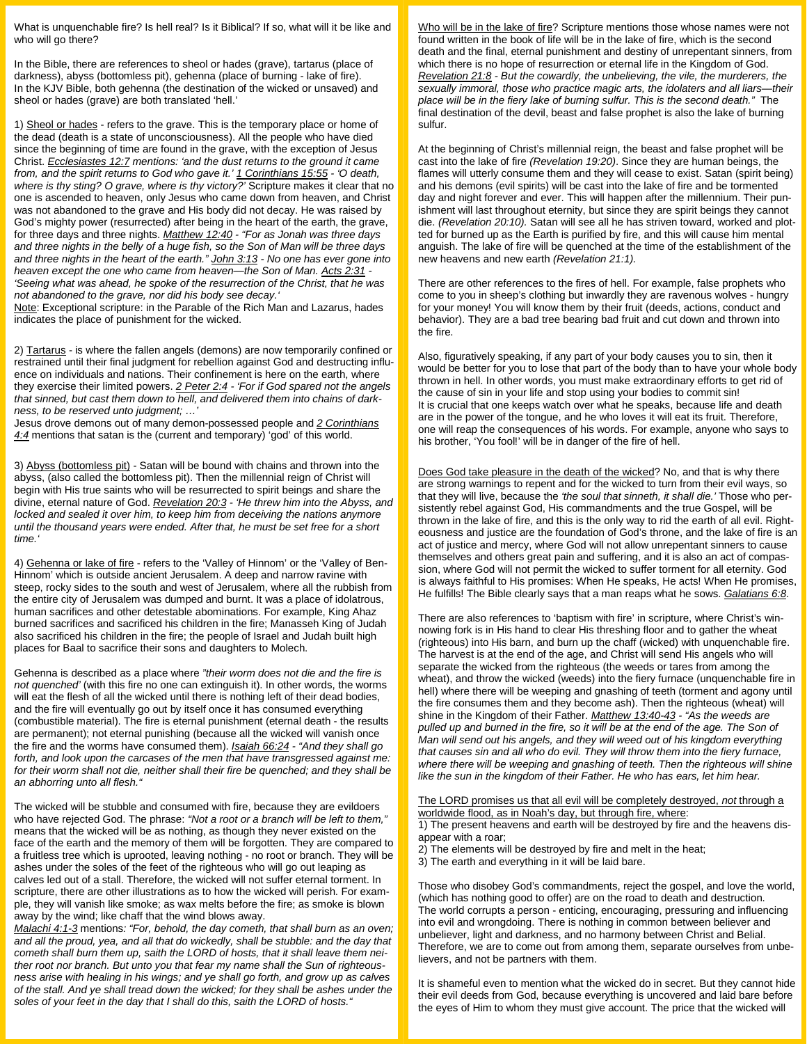What is unquenchable fire? Is hell real? Is it Biblical? If so, what will it be like and who will go there?

In the Bible, there are references to sheol or hades (grave), tartarus (place of darkness), abyss (bottomless pit), gehenna (place of burning - lake of fire). In the KJV Bible, both gehenna (the destination of the wicked or unsaved) and sheol or hades (grave) are both translated 'hell.'

1) Sheol or hades - refers to the grave. This is the temporary place or home of the dead (death is a state of unconsciousness). All the people who have died since the beginning of time are found in the grave, with the exception of Jesus Christ. *Ecclesiastes 12:7* mentions: *'and the dust returns to the ground it came from, and the spirit returns to God who gave it.' 1 Corinthians 15:55 - 'O death, where is thy sting? O grave, where is thy victory?'* Scripture makes it clear that no one is ascended to heaven, only Jesus who came down from heaven, and Christ was not abandoned to the grave and His body did not decay. He was raised by God's mighty power (resurrected) after being in the heart of the earth, the grave, for three days and three nights. *Matthew 12:40 - "For as Jonah was three days and three nights in the belly of a huge fish, so the Son of Man will be three days and three nights in the heart of the earth." John 3:13 - No one has ever gone into heaven except the one who came from heaven—the Son of Man. Acts 2:31 - 'Seeing what was ahead, he spoke of the resurrection of the Christ, that he was not abandoned to the grave, nor did his body see decay.'*
Note: Exceptional scripture: in the Parable of the Rich Man and Lazarus, hades indicates the place of punishment for the wicked.

2) Tartarus - is where the fallen angels (demons) are now temporarily confined or restrained until their final judgment for rebellion against God and destructing influence on individuals and nations. Their confinement is here on the earth, where they exercise their limited powers. *2 Peter 2:4 - 'For if God spared not the angels that sinned, but cast them down to hell, and delivered them into chains of darkness, to be reserved unto judgment; …'*
Jesus drove demons out of many demon-possessed people and *2 Corinthians 4:4* mentions that satan is the (current and temporary) 'god' of this world.

3) Abyss (bottomless pit) - Satan will be bound with chains and thrown into the abyss, (also called the bottomless pit). Then the millennial reign of Christ will begin with His true saints who will be resurrected to spirit beings and share the divine, eternal nature of God. *Revelation 20:3 - 'He threw him into the Abyss, and locked and sealed it over him, to keep him from deceiving the nations anymore until the thousand years were ended. After that, he must be set free for a short time.'*

4) Gehenna or lake of fire - refers to the 'Valley of Hinnom' or the 'Valley of Ben-Hinnom' which is outside ancient Jerusalem. A deep and narrow ravine with steep, rocky sides to the south and west of Jerusalem, where all the rubbish from the entire city of Jerusalem was dumped and burnt. It was a place of idolatrous, human sacrifices and other detestable abominations. For example, King Ahaz burned sacrifices and sacrificed his children in the fire; Manasseh King of Judah also sacrificed his children in the fire; the people of Israel and Judah built high places for Baal to sacrifice their sons and daughters to Molech.

Gehenna is described as a place where *"their worm does not die and the fire is not quenched'* (with this fire no one can extinguish it). In other words, the worms will eat the flesh of all the wicked until there is nothing left of their dead bodies, and the fire will eventually go out by itself once it has consumed everything (combustible material). The fire is eternal punishment (eternal death - the results are permanent); not eternal punishing (because all the wicked will vanish once the fire and the worms have consumed them). *Isaiah 66:24 - "And they shall go forth, and look upon the carcases of the men that have transgressed against me: for their worm shall not die, neither shall their fire be quenched; and they shall be an abhorring unto all flesh."*

The wicked will be stubble and consumed with fire, because they are evildoers who have rejected God. The phrase: *"Not a root or a branch will be left to them,"* means that the wicked will be as nothing, as though they never existed on the face of the earth and the memory of them will be forgotten. They are compared to a fruitless tree which is uprooted, leaving nothing - no root or branch. They will be ashes under the soles of the feet of the righteous who will go out leaping as calves led out of a stall. Therefore, the wicked will not suffer eternal torment. In scripture, there are other illustrations as to how the wicked will perish. For example, they will vanish like smoke; as wax melts before the fire; as smoke is blown away by the wind; like chaff that the wind blows away.
*Malachi 4:1-3* mentions*: "For, behold, the day cometh, that shall burn as an oven; and all the proud, yea, and all that do wickedly, shall be stubble: and the day that cometh shall burn them up, saith the LORD of hosts, that it shall leave them neither root nor branch. But unto you that fear my name shall the Sun of righteousness arise with healing in his wings; and ye shall go forth, and grow up as calves of the stall. And ye shall tread down the wicked; for they shall be ashes under the soles of your feet in the day that I shall do this, saith the LORD of hosts."*

Who will be in the lake of fire? Scripture mentions those whose names were not found written in the book of life will be in the lake of fire, which is the second death and the final, eternal punishment and destiny of unrepentant sinners, from which there is no hope of resurrection or eternal life in the Kingdom of God. *Revelation 21:8 - But the cowardly, the unbelieving, the vile, the murderers, the sexually immoral, those who practice magic arts, the idolaters and all liars—their place will be in the fiery lake of burning sulfur. This is the second death."* The final destination of the devil, beast and false prophet is also the lake of burning sulfur.

At the beginning of Christ's millennial reign, the beast and false prophet will be cast into the lake of fire *(Revelation 19:20)*. Since they are human beings, the flames will utterly consume them and they will cease to exist. Satan (spirit being) and his demons (evil spirits) will be cast into the lake of fire and be tormented day and night forever and ever. This will happen after the millennium. Their punishment will last throughout eternity, but since they are spirit beings they cannot die. *(Revelation 20:10).* Satan will see all he has striven toward, worked and plotted for burned up as the Earth is purified by fire, and this will cause him mental anguish. The lake of fire will be quenched at the time of the establishment of the new heavens and new earth *(Revelation 21:1).*

There are other references to the fires of hell. For example, false prophets who come to you in sheep's clothing but inwardly they are ravenous wolves - hungry for your money! You will know them by their fruit (deeds, actions, conduct and behavior). They are a bad tree bearing bad fruit and cut down and thrown into the fire.

Also, figuratively speaking, if any part of your body causes you to sin, then it would be better for you to lose that part of the body than to have your whole body thrown in hell. In other words, you must make extraordinary efforts to get rid of the cause of sin in your life and stop using your bodies to commit sin!
It is crucial that one keeps watch over what he speaks, because life and death are in the power of the tongue, and he who loves it will eat its fruit. Therefore, one will reap the consequences of his words. For example, anyone who says to his brother, 'You fool!' will be in danger of the fire of hell.

Does God take pleasure in the death of the wicked? No, and that is why there are strong warnings to repent and for the wicked to turn from their evil ways, so that they will live, because the *'the soul that sinneth, it shall die.'* Those who persistently rebel against God, His commandments and the true Gospel, will be thrown in the lake of fire, and this is the only way to rid the earth of all evil. Righteousness and justice are the foundation of God's throne, and the lake of fire is an act of justice and mercy, where God will not allow unrepentant sinners to cause themselves and others great pain and suffering, and it is also an act of compassion, where God will not permit the wicked to suffer torment for all eternity. God is always faithful to His promises: When He speaks, He acts! When He promises, He fulfills! The Bible clearly says that a man reaps what he sows. *Galatians 6:8*.

There are also references to 'baptism with fire' in scripture, where Christ's winnowing fork is in His hand to clear His threshing floor and to gather the wheat (righteous) into His barn, and burn up the chaff (wicked) with unquenchable fire. The harvest is at the end of the age, and Christ will send His angels who will separate the wicked from the righteous (the weeds or tares from among the wheat), and throw the wicked (weeds) into the fiery furnace (unquenchable fire in hell) where there will be weeping and gnashing of teeth (torment and agony until the fire consumes them and they become ash). Then the righteous (wheat) will shine in the Kingdom of their Father. *Matthew 13:40-43 - "As the weeds are pulled up and burned in the fire, so it will be at the end of the age. The Son of Man will send out his angels, and they will weed out of his kingdom everything that causes sin and all who do evil. They will throw them into the fiery furnace, where there will be weeping and gnashing of teeth. Then the righteous will shine like the sun in the kingdom of their Father. He who has ears, let him hear.*

The LORD promises us that all evil will be completely destroyed, *not* through a worldwide flood, as in Noah's day, but through fire, where:
1) The present heavens and earth will be destroyed by fire and the heavens disappear with a roar;
2) The elements will be destroyed by fire and melt in the heat;
3) The earth and everything in it will be laid bare.

Those who disobey God's commandments, reject the gospel, and love the world, (which has nothing good to offer) are on the road to death and destruction. The world corrupts a person - enticing, encouraging, pressuring and influencing into evil and wrongdoing. There is nothing in common between believer and unbeliever, light and darkness, and no harmony between Christ and Belial. Therefore, we are to come out from among them, separate ourselves from unbelievers, and not be partners with them.

It is shameful even to mention what the wicked do in secret. But they cannot hide their evil deeds from God, because everything is uncovered and laid bare before the eyes of Him to whom they must give account. The price that the wicked will